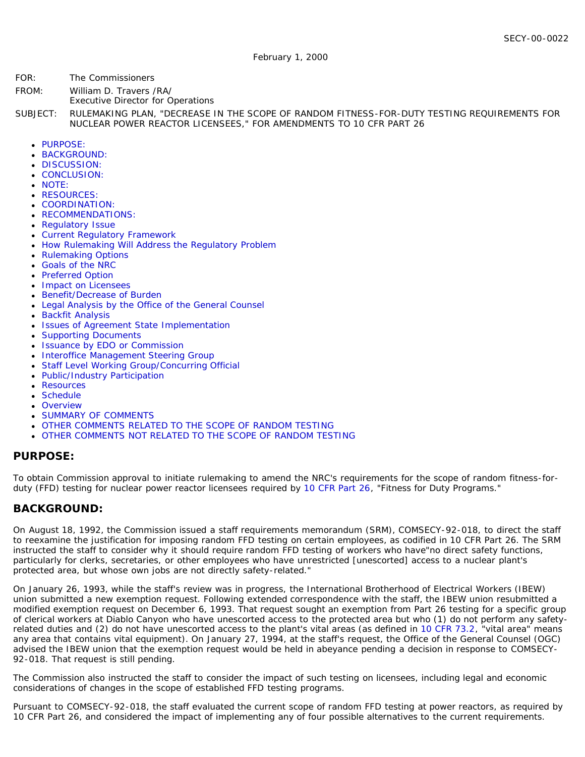SECY-00-0022

February 1, 2000

FOR: The Commissioners

FROM: William D. Travers /RA/
Executive Director for Operations

SUBJECT: RULEMAKING PLAN, "DECREASE IN THE SCOPE OF RANDOM FITNESS-FOR-DUTY TESTING REQUIREMENTS FOR NUCLEAR POWER REACTOR LICENSEES," FOR AMENDMENTS TO 10 CFR PART 26

- PURPOSE:
- BACKGROUND:
- DISCUSSION:
- CONCLUSION:
- NOTE:
- RESOURCES:
- COORDINATION:
- RECOMMENDATIONS:
- Regulatory Issue
- Current Regulatory Framework
- How Rulemaking Will Address the Regulatory Problem
- Rulemaking Options
- Goals of the NRC
- Preferred Option
- Impact on Licensees
- Benefit/Decrease of Burden
- Legal Analysis by the Office of the General Counsel
- Backfit Analysis
- Issues of Agreement State Implementation
- Supporting Documents
- Issuance by EDO or Commission
- Interoffice Management Steering Group
- Staff Level Working Group/Concurring Official
- Public/Industry Participation
- Resources
- Schedule
- Overview
- SUMMARY OF COMMENTS
- OTHER COMMENTS RELATED TO THE SCOPE OF RANDOM TESTING
- OTHER COMMENTS NOT RELATED TO THE SCOPE OF RANDOM TESTING

## PURPOSE:

To obtain Commission approval to initiate rulemaking to amend the NRC's requirements for the scope of random fitness-for-duty (FFD) testing for nuclear power reactor licensees required by 10 CFR Part 26, "Fitness for Duty Programs."

## BACKGROUND:

On August 18, 1992, the Commission issued a staff requirements memorandum (SRM), COMSECY-92-018, to direct the staff to reexamine the justification for imposing random FFD testing on certain employees, as codified in 10 CFR Part 26. The SRM instructed the staff to consider why it should require random FFD testing of workers who have"no direct safety functions, particularly for clerks, secretaries, or other employees who have unrestricted [unescorted] access to a nuclear plant's protected area, but whose own jobs are not directly safety-related."

On January 26, 1993, while the staff's review was in progress, the International Brotherhood of Electrical Workers (IBEW) union submitted a new exemption request. Following extended correspondence with the staff, the IBEW union resubmitted a modified exemption request on December 6, 1993. That request sought an exemption from Part 26 testing for a specific group of clerical workers at Diablo Canyon who have unescorted access to the protected area but who (1) do not perform any safety-related duties and (2) do not have unescorted access to the plant's vital areas (as defined in 10 CFR 73.2, "vital area" means any area that contains vital equipment). On January 27, 1994, at the staff's request, the Office of the General Counsel (OGC) advised the IBEW union that the exemption request would be held in abeyance pending a decision in response to COMSECY-92-018. That request is still pending.

The Commission also instructed the staff to consider the impact of such testing on licensees, including legal and economic considerations of changes in the scope of established FFD testing programs.

Pursuant to COMSECY-92-018, the staff evaluated the current scope of random FFD testing at power reactors, as required by 10 CFR Part 26, and considered the impact of implementing any of four possible alternatives to the current requirements.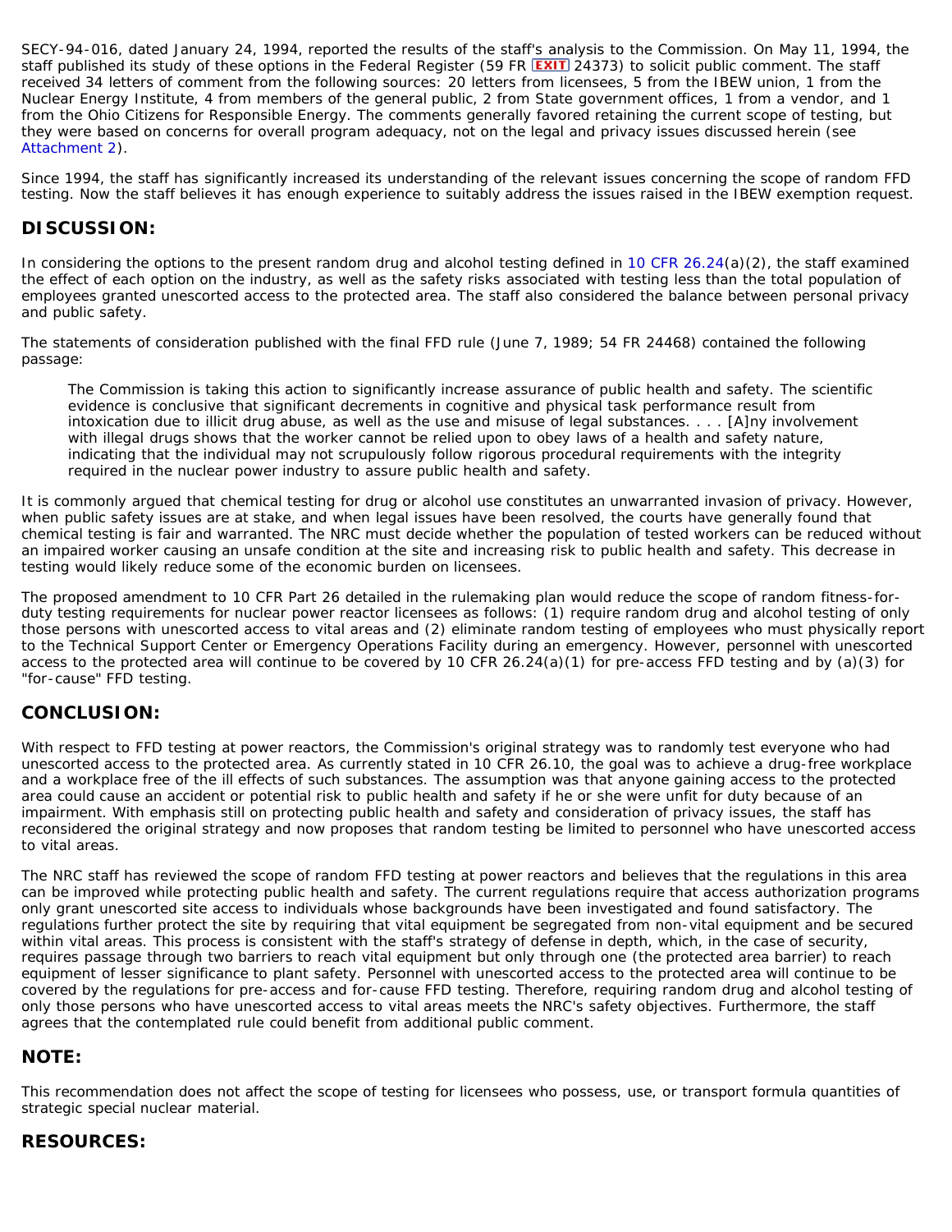SECY-94-016, dated January 24, 1994, reported the results of the staff's analysis to the Commission. On May 11, 1994, the staff published its study of these options in the Federal Register (59 FR EXIT 24373) to solicit public comment. The staff received 34 letters of comment from the following sources: 20 letters from licensees, 5 from the IBEW union, 1 from the Nuclear Energy Institute, 4 from members of the general public, 2 from State government offices, 1 from a vendor, and 1 from the Ohio Citizens for Responsible Energy. The comments generally favored retaining the current scope of testing, but they were based on concerns for overall program adequacy, not on the legal and privacy issues discussed herein (see Attachment 2).

Since 1994, the staff has significantly increased its understanding of the relevant issues concerning the scope of random FFD testing. Now the staff believes it has enough experience to suitably address the issues raised in the IBEW exemption request.

## DISCUSSION:

In considering the options to the present random drug and alcohol testing defined in 10 CFR 26.24(a)(2), the staff examined the effect of each option on the industry, as well as the safety risks associated with testing less than the total population of employees granted unescorted access to the protected area. The staff also considered the balance between personal privacy and public safety.

The statements of consideration published with the final FFD rule (June 7, 1989; 54 FR 24468) contained the following passage:

> The Commission is taking this action to significantly increase assurance of public health and safety. The scientific evidence is conclusive that significant decrements in cognitive and physical task performance result from intoxication due to illicit drug abuse, as well as the use and misuse of legal substances. . . . [A]ny involvement with illegal drugs shows that the worker cannot be relied upon to obey laws of a health and safety nature, indicating that the individual may not scrupulously follow rigorous procedural requirements with the integrity required in the nuclear power industry to assure public health and safety.

It is commonly argued that chemical testing for drug or alcohol use constitutes an unwarranted invasion of privacy. However, when public safety issues are at stake, and when legal issues have been resolved, the courts have generally found that chemical testing is fair and warranted. The NRC must decide whether the population of tested workers can be reduced without an impaired worker causing an unsafe condition at the site and increasing risk to public health and safety. This decrease in testing would likely reduce some of the economic burden on licensees.

The proposed amendment to 10 CFR Part 26 detailed in the rulemaking plan would reduce the scope of random fitness-for-duty testing requirements for nuclear power reactor licensees as follows: (1) require random drug and alcohol testing of only those persons with unescorted access to vital areas and (2) eliminate random testing of employees who must physically report to the Technical Support Center or Emergency Operations Facility during an emergency. However, personnel with unescorted access to the protected area will continue to be covered by 10 CFR 26.24(a)(1) for pre-access FFD testing and by (a)(3) for "for-cause" FFD testing.

## CONCLUSION:

With respect to FFD testing at power reactors, the Commission's original strategy was to randomly test everyone who had unescorted access to the protected area. As currently stated in 10 CFR 26.10, the goal was to achieve a drug-free workplace and a workplace free of the ill effects of such substances. The assumption was that anyone gaining access to the protected area could cause an accident or potential risk to public health and safety if he or she were unfit for duty because of an impairment. With emphasis still on protecting public health and safety and consideration of privacy issues, the staff has reconsidered the original strategy and now proposes that random testing be limited to personnel who have unescorted access to vital areas.

The NRC staff has reviewed the scope of random FFD testing at power reactors and believes that the regulations in this area can be improved while protecting public health and safety. The current regulations require that access authorization programs only grant unescorted site access to individuals whose backgrounds have been investigated and found satisfactory. The regulations further protect the site by requiring that vital equipment be segregated from non-vital equipment and be secured within vital areas. This process is consistent with the staff's strategy of defense in depth, which, in the case of security, requires passage through two barriers to reach vital equipment but only through one (the protected area barrier) to reach equipment of lesser significance to plant safety. Personnel with unescorted access to the protected area will continue to be covered by the regulations for pre-access and for-cause FFD testing. Therefore, requiring random drug and alcohol testing of only those persons who have unescorted access to vital areas meets the NRC's safety objectives. Furthermore, the staff agrees that the contemplated rule could benefit from additional public comment.

## NOTE:

This recommendation does not affect the scope of testing for licensees who possess, use, or transport formula quantities of strategic special nuclear material.

## RESOURCES: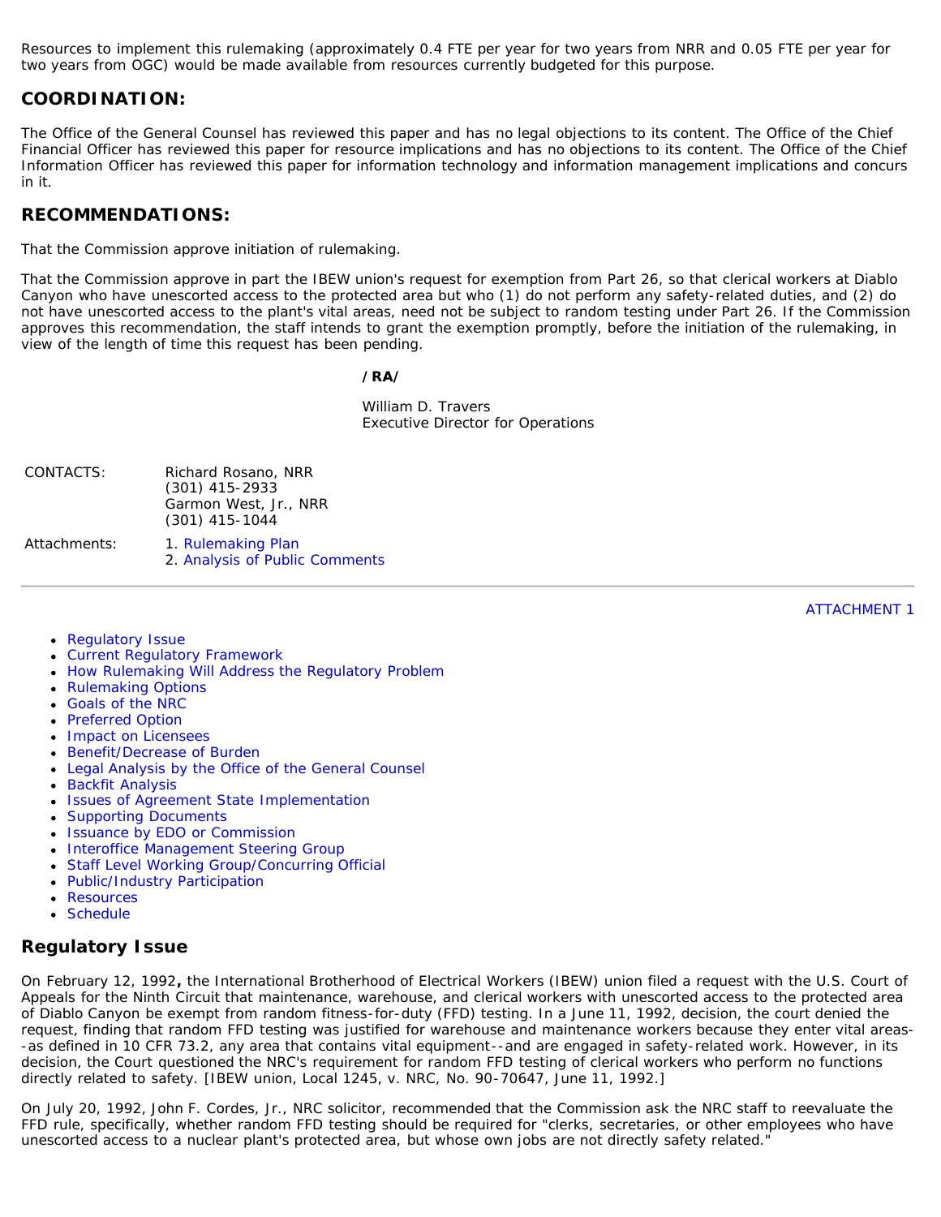Resources to implement this rulemaking (approximately 0.4 FTE per year for two years from NRR and 0.05 FTE per year for two years from OGC) would be made available from resources currently budgeted for this purpose.

## COORDINATION:

The Office of the General Counsel has reviewed this paper and has no legal objections to its content. The Office of the Chief Financial Officer has reviewed this paper for resource implications and has no objections to its content. The Office of the Chief Information Officer has reviewed this paper for information technology and information management implications and concurs in it.

## RECOMMENDATIONS:

That the Commission approve initiation of rulemaking.

That the Commission approve in part the IBEW union's request for exemption from Part 26, so that clerical workers at Diablo Canyon who have unescorted access to the protected area but who (1) do not perform any safety-related duties, and (2) do not have unescorted access to the plant's vital areas, need not be subject to random testing under Part 26. If the Commission approves this recommendation, the staff intends to grant the exemption promptly, before the initiation of the rulemaking, in view of the length of time this request has been pending.

**/RA/**

William D. Travers
Executive Director for Operations

| CONTACTS: | Richard Rosano, NRR<br>(301) 415-2933<br>Garmon West, Jr., NRR<br>(301) 415-1044 |
|---|---|
| Attachments: | 1. Rulemaking Plan<br>2. Analysis of Public Comments |

---

ATTACHMENT 1

- Regulatory Issue
- Current Regulatory Framework
- How Rulemaking Will Address the Regulatory Problem
- Rulemaking Options
- Goals of the NRC
- Preferred Option
- Impact on Licensees
- Benefit/Decrease of Burden
- Legal Analysis by the Office of the General Counsel
- Backfit Analysis
- Issues of Agreement State Implementation
- Supporting Documents
- Issuance by EDO or Commission
- Interoffice Management Steering Group
- Staff Level Working Group/Concurring Official
- Public/Industry Participation
- Resources
- Schedule

## Regulatory Issue

On February 12, 1992**,** the International Brotherhood of Electrical Workers (IBEW) union filed a request with the U.S. Court of Appeals for the Ninth Circuit that maintenance, warehouse, and clerical workers with unescorted access to the protected area of Diablo Canyon be exempt from random fitness-for-duty (FFD) testing. In a June 11, 1992, decision, the court denied the request, finding that random FFD testing was justified for warehouse and maintenance workers because they enter vital areas--as defined in 10 CFR 73.2, any area that contains vital equipment--and are engaged in safety-related work. However, in its decision, the Court questioned the NRC's requirement for random FFD testing of clerical workers who perform no functions directly related to safety. [IBEW union, Local 1245, v. NRC, No. 90-70647, June 11, 1992.]

On July 20, 1992, John F. Cordes, Jr., NRC solicitor, recommended that the Commission ask the NRC staff to reevaluate the FFD rule, specifically, whether random FFD testing should be required for "clerks, secretaries, or other employees who have unescorted access to a nuclear plant's protected area, but whose own jobs are not directly safety related."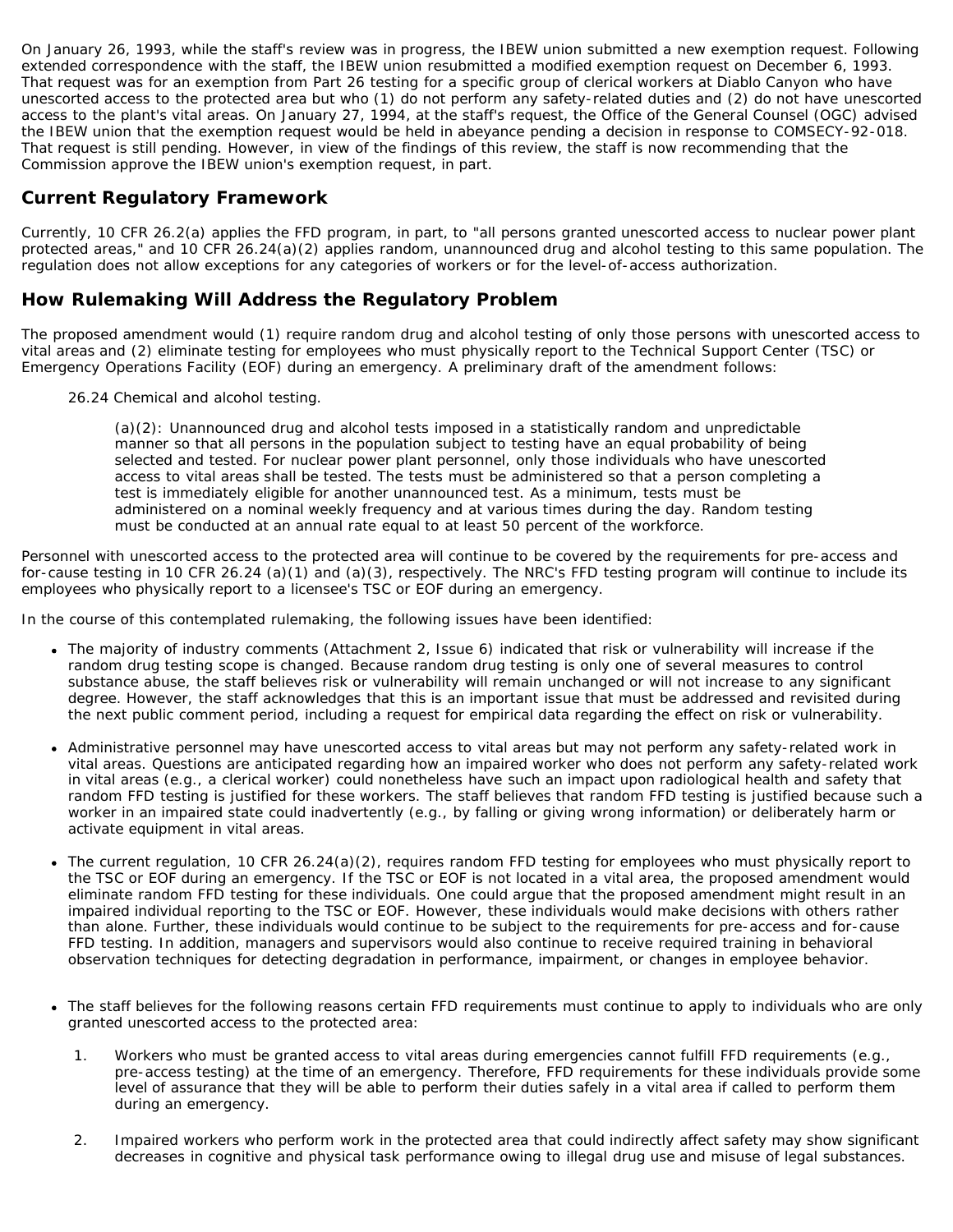On January 26, 1993, while the staff's review was in progress, the IBEW union submitted a new exemption request. Following extended correspondence with the staff, the IBEW union resubmitted a modified exemption request on December 6, 1993. That request was for an exemption from Part 26 testing for a specific group of clerical workers at Diablo Canyon who have unescorted access to the protected area but who (1) do not perform any safety-related duties and (2) do not have unescorted access to the plant's vital areas. On January 27, 1994, at the staff's request, the Office of the General Counsel (OGC) advised the IBEW union that the exemption request would be held in abeyance pending a decision in response to COMSECY-92-018. That request is still pending. However, in view of the findings of this review, the staff is now recommending that the Commission approve the IBEW union's exemption request, in part.

## Current Regulatory Framework

Currently, 10 CFR 26.2(a) applies the FFD program, in part, to "all persons granted unescorted access to nuclear power plant protected areas," and 10 CFR 26.24(a)(2) applies random, unannounced drug and alcohol testing to this same population. The regulation does not allow exceptions for any categories of workers or for the level-of-access authorization.

## How Rulemaking Will Address the Regulatory Problem

The proposed amendment would (1) require random drug and alcohol testing of only those persons with unescorted access to vital areas and (2) eliminate testing for employees who must physically report to the Technical Support Center (TSC) or Emergency Operations Facility (EOF) during an emergency. A preliminary draft of the amendment follows:

> 26.24 Chemical and alcohol testing.
>
> > (a)(2): Unannounced drug and alcohol tests imposed in a statistically random and unpredictable manner so that all persons in the population subject to testing have an equal probability of being selected and tested. For nuclear power plant personnel, only those individuals who have unescorted access to vital areas shall be tested. The tests must be administered so that a person completing a test is immediately eligible for another unannounced test. As a minimum, tests must be administered on a nominal weekly frequency and at various times during the day. Random testing must be conducted at an annual rate equal to at least 50 percent of the workforce.

Personnel with unescorted access to the protected area will continue to be covered by the requirements for pre-access and for-cause testing in 10 CFR 26.24 (a)(1) and (a)(3), respectively. The NRC's FFD testing program will continue to include its employees who physically report to a licensee's TSC or EOF during an emergency.

In the course of this contemplated rulemaking, the following issues have been identified:

- The majority of industry comments (Attachment 2, Issue 6) indicated that risk or vulnerability will increase if the random drug testing scope is changed. Because random drug testing is only one of several measures to control substance abuse, the staff believes risk or vulnerability will remain unchanged or will not increase to any significant degree. However, the staff acknowledges that this is an important issue that must be addressed and revisited during the next public comment period, including a request for empirical data regarding the effect on risk or vulnerability.
- Administrative personnel may have unescorted access to vital areas but may not perform any safety-related work in vital areas. Questions are anticipated regarding how an impaired worker who does not perform any safety-related work in vital areas (e.g., a clerical worker) could nonetheless have such an impact upon radiological health and safety that random FFD testing is justified for these workers. The staff believes that random FFD testing is justified because such a worker in an impaired state could inadvertently (e.g., by falling or giving wrong information) or deliberately harm or activate equipment in vital areas.
- The current regulation, 10 CFR 26.24(a)(2), requires random FFD testing for employees who must physically report to the TSC or EOF during an emergency. If the TSC or EOF is not located in a vital area, the proposed amendment would eliminate random FFD testing for these individuals. One could argue that the proposed amendment might result in an impaired individual reporting to the TSC or EOF. However, these individuals would make decisions with others rather than alone. Further, these individuals would continue to be subject to the requirements for pre-access and for-cause FFD testing. In addition, managers and supervisors would also continue to receive required training in behavioral observation techniques for detecting degradation in performance, impairment, or changes in employee behavior.
- The staff believes for the following reasons certain FFD requirements must continue to apply to individuals who are only granted unescorted access to the protected area:
  1. Workers who must be granted access to vital areas during emergencies cannot fulfill FFD requirements (e.g., pre-access testing) at the time of an emergency. Therefore, FFD requirements for these individuals provide some level of assurance that they will be able to perform their duties safely in a vital area if called to perform them during an emergency.
  2. Impaired workers who perform work in the protected area that could indirectly affect safety may show significant decreases in cognitive and physical task performance owing to illegal drug use and misuse of legal substances.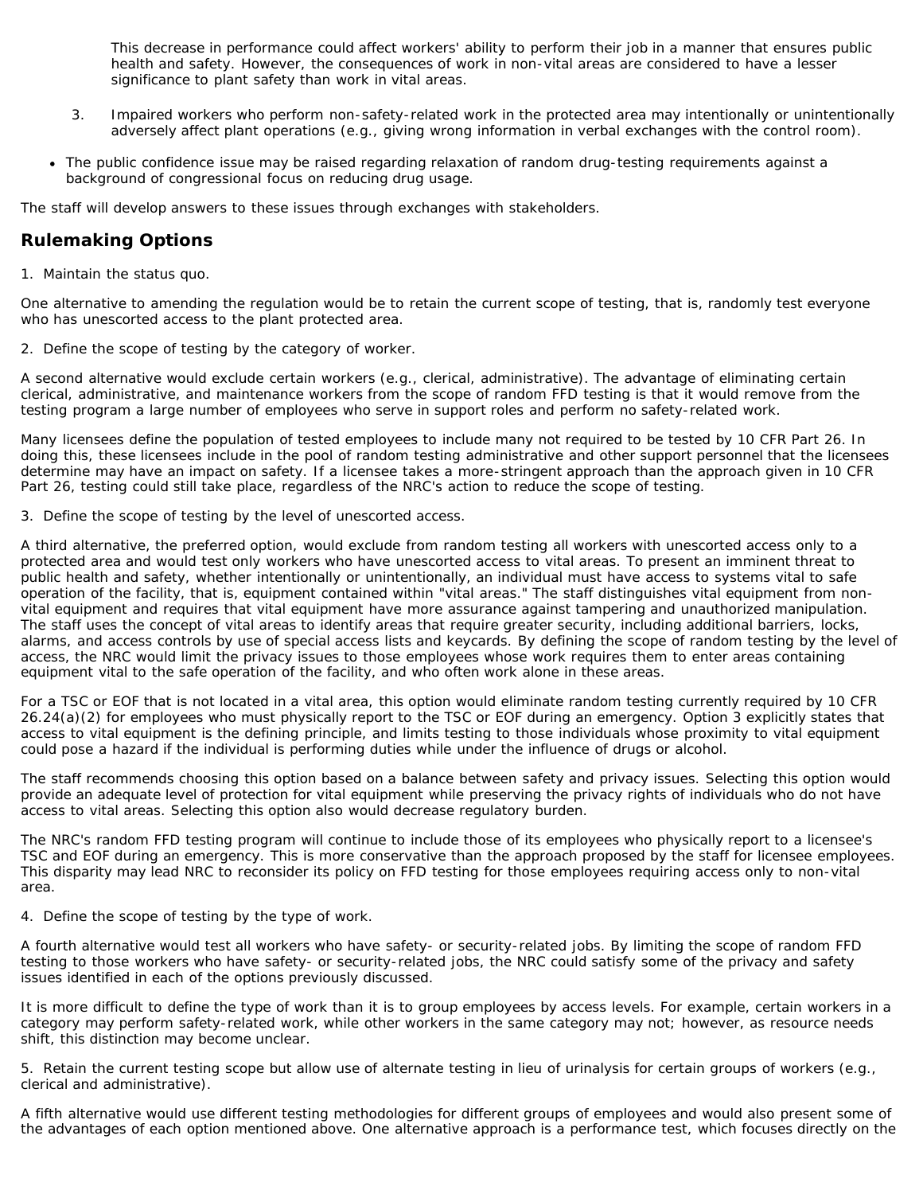This decrease in performance could affect workers' ability to perform their job in a manner that ensures public health and safety. However, the consequences of work in non-vital areas are considered to have a lesser significance to plant safety than work in vital areas.

3. Impaired workers who perform non-safety-related work in the protected area may intentionally or unintentionally adversely affect plant operations (e.g., giving wrong information in verbal exchanges with the control room).

- The public confidence issue may be raised regarding relaxation of random drug-testing requirements against a background of congressional focus on reducing drug usage.

The staff will develop answers to these issues through exchanges with stakeholders.

## Rulemaking Options

1. Maintain the status quo.

One alternative to amending the regulation would be to retain the current scope of testing, that is, randomly test everyone who has unescorted access to the plant protected area.

2. Define the scope of testing by the category of worker.

A second alternative would exclude certain workers (e.g., clerical, administrative). The advantage of eliminating certain clerical, administrative, and maintenance workers from the scope of random FFD testing is that it would remove from the testing program a large number of employees who serve in support roles and perform no safety-related work.

Many licensees define the population of tested employees to include many not required to be tested by 10 CFR Part 26. In doing this, these licensees include in the pool of random testing administrative and other support personnel that the licensees determine may have an impact on safety. If a licensee takes a more-stringent approach than the approach given in 10 CFR Part 26, testing could still take place, regardless of the NRC's action to reduce the scope of testing.

3. Define the scope of testing by the level of unescorted access.

A third alternative, the preferred option, would exclude from random testing all workers with unescorted access only to a protected area and would test only workers who have unescorted access to vital areas. To present an imminent threat to public health and safety, whether intentionally or unintentionally, an individual must have access to systems vital to safe operation of the facility, that is, equipment contained within "vital areas." The staff distinguishes vital equipment from non-vital equipment and requires that vital equipment have more assurance against tampering and unauthorized manipulation. The staff uses the concept of vital areas to identify areas that require greater security, including additional barriers, locks, alarms, and access controls by use of special access lists and keycards. By defining the scope of random testing by the level of access, the NRC would limit the privacy issues to those employees whose work requires them to enter areas containing equipment vital to the safe operation of the facility, and who often work alone in these areas.

For a TSC or EOF that is not located in a vital area, this option would eliminate random testing currently required by 10 CFR 26.24(a)(2) for employees who must physically report to the TSC or EOF during an emergency. Option 3 explicitly states that access to vital equipment is the defining principle, and limits testing to those individuals whose proximity to vital equipment could pose a hazard if the individual is performing duties while under the influence of drugs or alcohol.

The staff recommends choosing this option based on a balance between safety and privacy issues. Selecting this option would provide an adequate level of protection for vital equipment while preserving the privacy rights of individuals who do not have access to vital areas. Selecting this option also would decrease regulatory burden.

The NRC's random FFD testing program will continue to include those of its employees who physically report to a licensee's TSC and EOF during an emergency. This is more conservative than the approach proposed by the staff for licensee employees. This disparity may lead NRC to reconsider its policy on FFD testing for those employees requiring access only to non-vital area.

4. Define the scope of testing by the type of work.

A fourth alternative would test all workers who have safety- or security-related jobs. By limiting the scope of random FFD testing to those workers who have safety- or security-related jobs, the NRC could satisfy some of the privacy and safety issues identified in each of the options previously discussed.

It is more difficult to define the type of work than it is to group employees by access levels. For example, certain workers in a category may perform safety-related work, while other workers in the same category may not; however, as resource needs shift, this distinction may become unclear.

5. Retain the current testing scope but allow use of alternate testing in lieu of urinalysis for certain groups of workers (e.g., clerical and administrative).

A fifth alternative would use different testing methodologies for different groups of employees and would also present some of the advantages of each option mentioned above. One alternative approach is a performance test, which focuses directly on the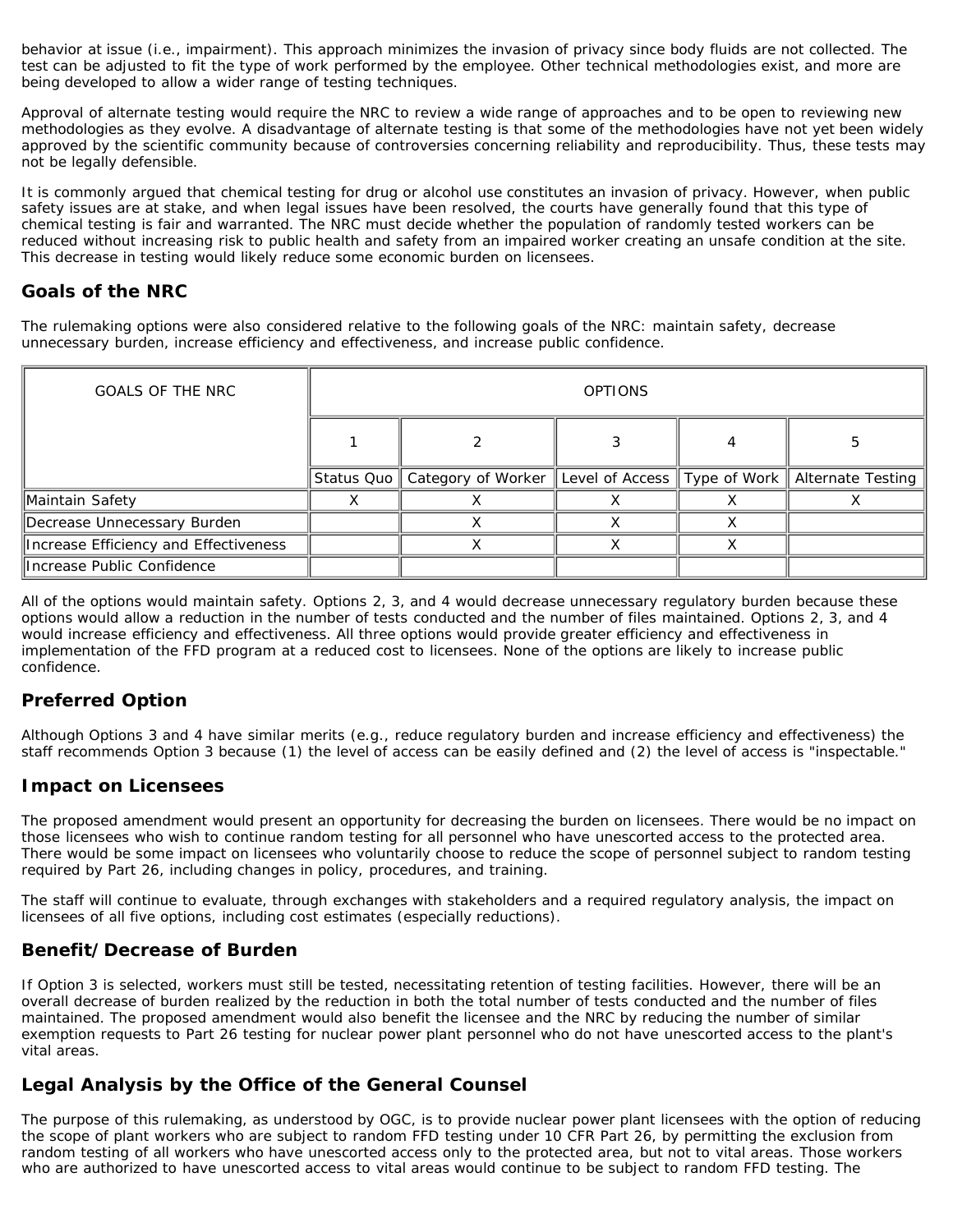behavior at issue (i.e., impairment). This approach minimizes the invasion of privacy since body fluids are not collected. The test can be adjusted to fit the type of work performed by the employee. Other technical methodologies exist, and more are being developed to allow a wider range of testing techniques.

Approval of alternate testing would require the NRC to review a wide range of approaches and to be open to reviewing new methodologies as they evolve. A disadvantage of alternate testing is that some of the methodologies have not yet been widely approved by the scientific community because of controversies concerning reliability and reproducibility. Thus, these tests may not be legally defensible.

It is commonly argued that chemical testing for drug or alcohol use constitutes an invasion of privacy. However, when public safety issues are at stake, and when legal issues have been resolved, the courts have generally found that this type of chemical testing is fair and warranted. The NRC must decide whether the population of randomly tested workers can be reduced without increasing risk to public health and safety from an impaired worker creating an unsafe condition at the site. This decrease in testing would likely reduce some economic burden on licensees.

## Goals of the NRC

The rulemaking options were also considered relative to the following goals of the NRC: maintain safety, decrease unnecessary burden, increase efficiency and effectiveness, and increase public confidence.

| GOALS OF THE NRC | OPTIONS | | | | |
|---|---|---|---|---|---|
| | 1 | 2 | 3 | 4 | 5 |
| | Status Quo | Category of Worker | Level of Access | Type of Work | Alternate Testing |
| Maintain Safety | X | X | X | X | X |
| Decrease Unnecessary Burden | | X | X | X | |
| Increase Efficiency and Effectiveness | | X | X | X | |
| Increase Public Confidence | | | | | |

All of the options would maintain safety. Options 2, 3, and 4 would decrease unnecessary regulatory burden because these options would allow a reduction in the number of tests conducted and the number of files maintained. Options 2, 3, and 4 would increase efficiency and effectiveness. All three options would provide greater efficiency and effectiveness in implementation of the FFD program at a reduced cost to licensees. None of the options are likely to increase public confidence.

## Preferred Option

Although Options 3 and 4 have similar merits (e.g., reduce regulatory burden and increase efficiency and effectiveness) the staff recommends Option 3 because (1) the level of access can be easily defined and (2) the level of access is "inspectable."

## Impact on Licensees

The proposed amendment would present an opportunity for decreasing the burden on licensees. There would be no impact on those licensees who wish to continue random testing for all personnel who have unescorted access to the protected area. There would be some impact on licensees who voluntarily choose to reduce the scope of personnel subject to random testing required by Part 26, including changes in policy, procedures, and training.

The staff will continue to evaluate, through exchanges with stakeholders and a required regulatory analysis, the impact on licensees of all five options, including cost estimates (especially reductions).

## Benefit/Decrease of Burden

If Option 3 is selected, workers must still be tested, necessitating retention of testing facilities. However, there will be an overall decrease of burden realized by the reduction in both the total number of tests conducted and the number of files maintained. The proposed amendment would also benefit the licensee and the NRC by reducing the number of similar exemption requests to Part 26 testing for nuclear power plant personnel who do not have unescorted access to the plant's vital areas.

## Legal Analysis by the Office of the General Counsel

The purpose of this rulemaking, as understood by OGC, is to provide nuclear power plant licensees with the option of reducing the scope of plant workers who are subject to random FFD testing under 10 CFR Part 26, by permitting the exclusion from random testing of all workers who have unescorted access only to the protected area, but not to vital areas. Those workers who are authorized to have unescorted access to vital areas would continue to be subject to random FFD testing. The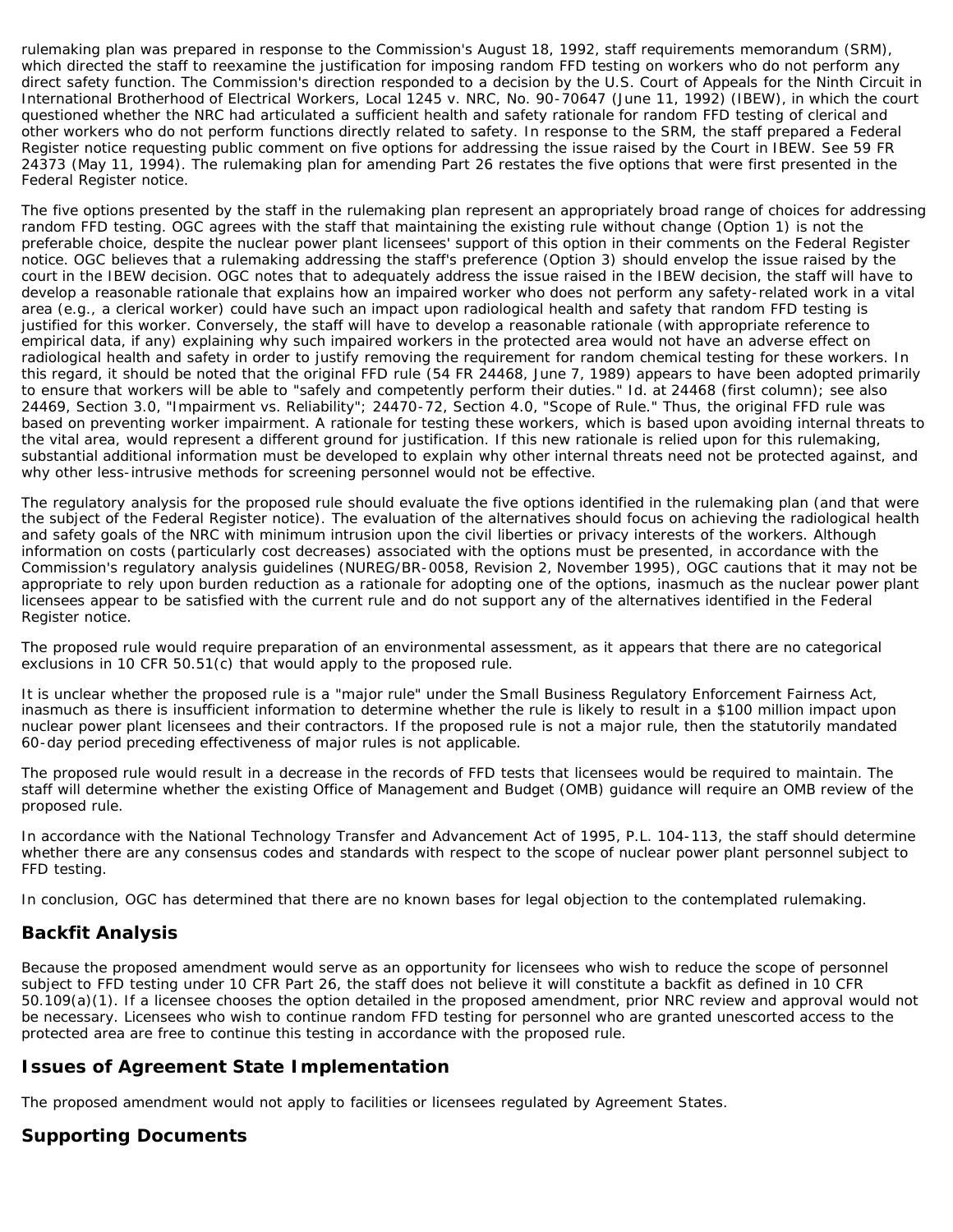rulemaking plan was prepared in response to the Commission's August 18, 1992, staff requirements memorandum (SRM), which directed the staff to reexamine the justification for imposing random FFD testing on workers who do not perform any direct safety function. The Commission's direction responded to a decision by the U.S. Court of Appeals for the Ninth Circuit in International Brotherhood of Electrical Workers, Local 1245 v. NRC, No. 90-70647 (June 11, 1992) (IBEW), in which the court questioned whether the NRC had articulated a sufficient health and safety rationale for random FFD testing of clerical and other workers who do not perform functions directly related to safety. In response to the SRM, the staff prepared a Federal Register notice requesting public comment on five options for addressing the issue raised by the Court in IBEW. See 59 FR 24373 (May 11, 1994). The rulemaking plan for amending Part 26 restates the five options that were first presented in the Federal Register notice.

The five options presented by the staff in the rulemaking plan represent an appropriately broad range of choices for addressing random FFD testing. OGC agrees with the staff that maintaining the existing rule without change (Option 1) is not the preferable choice, despite the nuclear power plant licensees' support of this option in their comments on the Federal Register notice. OGC believes that a rulemaking addressing the staff's preference (Option 3) should envelop the issue raised by the court in the IBEW decision. OGC notes that to adequately address the issue raised in the IBEW decision, the staff will have to develop a reasonable rationale that explains how an impaired worker who does not perform any safety-related work in a vital area (e.g., a clerical worker) could have such an impact upon radiological health and safety that random FFD testing is justified for this worker. Conversely, the staff will have to develop a reasonable rationale (with appropriate reference to empirical data, if any) explaining why such impaired workers in the protected area would not have an adverse effect on radiological health and safety in order to justify removing the requirement for random chemical testing for these workers. In this regard, it should be noted that the original FFD rule (54 FR 24468, June 7, 1989) appears to have been adopted primarily to ensure that workers will be able to "safely and competently perform their duties." Id. at 24468 (first column); see also 24469, Section 3.0, "Impairment vs. Reliability"; 24470-72, Section 4.0, "Scope of Rule." Thus, the original FFD rule was based on preventing worker impairment. A rationale for testing these workers, which is based upon avoiding internal threats to the vital area, would represent a different ground for justification. If this new rationale is relied upon for this rulemaking, substantial additional information must be developed to explain why other internal threats need not be protected against, and why other less-intrusive methods for screening personnel would not be effective.

The regulatory analysis for the proposed rule should evaluate the five options identified in the rulemaking plan (and that were the subject of the Federal Register notice). The evaluation of the alternatives should focus on achieving the radiological health and safety goals of the NRC with minimum intrusion upon the civil liberties or privacy interests of the workers. Although information on costs (particularly cost decreases) associated with the options must be presented, in accordance with the Commission's regulatory analysis guidelines (NUREG/BR-0058, Revision 2, November 1995), OGC cautions that it may not be appropriate to rely upon burden reduction as a rationale for adopting one of the options, inasmuch as the nuclear power plant licensees appear to be satisfied with the current rule and do not support any of the alternatives identified in the Federal Register notice.

The proposed rule would require preparation of an environmental assessment, as it appears that there are no categorical exclusions in 10 CFR 50.51(c) that would apply to the proposed rule.

It is unclear whether the proposed rule is a "major rule" under the Small Business Regulatory Enforcement Fairness Act, inasmuch as there is insufficient information to determine whether the rule is likely to result in a $100 million impact upon nuclear power plant licensees and their contractors. If the proposed rule is not a major rule, then the statutorily mandated 60-day period preceding effectiveness of major rules is not applicable.

The proposed rule would result in a decrease in the records of FFD tests that licensees would be required to maintain. The staff will determine whether the existing Office of Management and Budget (OMB) guidance will require an OMB review of the proposed rule.

In accordance with the National Technology Transfer and Advancement Act of 1995, P.L. 104-113, the staff should determine whether there are any consensus codes and standards with respect to the scope of nuclear power plant personnel subject to FFD testing.

In conclusion, OGC has determined that there are no known bases for legal objection to the contemplated rulemaking.

## Backfit Analysis

Because the proposed amendment would serve as an opportunity for licensees who wish to reduce the scope of personnel subject to FFD testing under 10 CFR Part 26, the staff does not believe it will constitute a backfit as defined in 10 CFR 50.109(a)(1). If a licensee chooses the option detailed in the proposed amendment, prior NRC review and approval would not be necessary. Licensees who wish to continue random FFD testing for personnel who are granted unescorted access to the protected area are free to continue this testing in accordance with the proposed rule.

## Issues of Agreement State Implementation

The proposed amendment would not apply to facilities or licensees regulated by Agreement States.

## Supporting Documents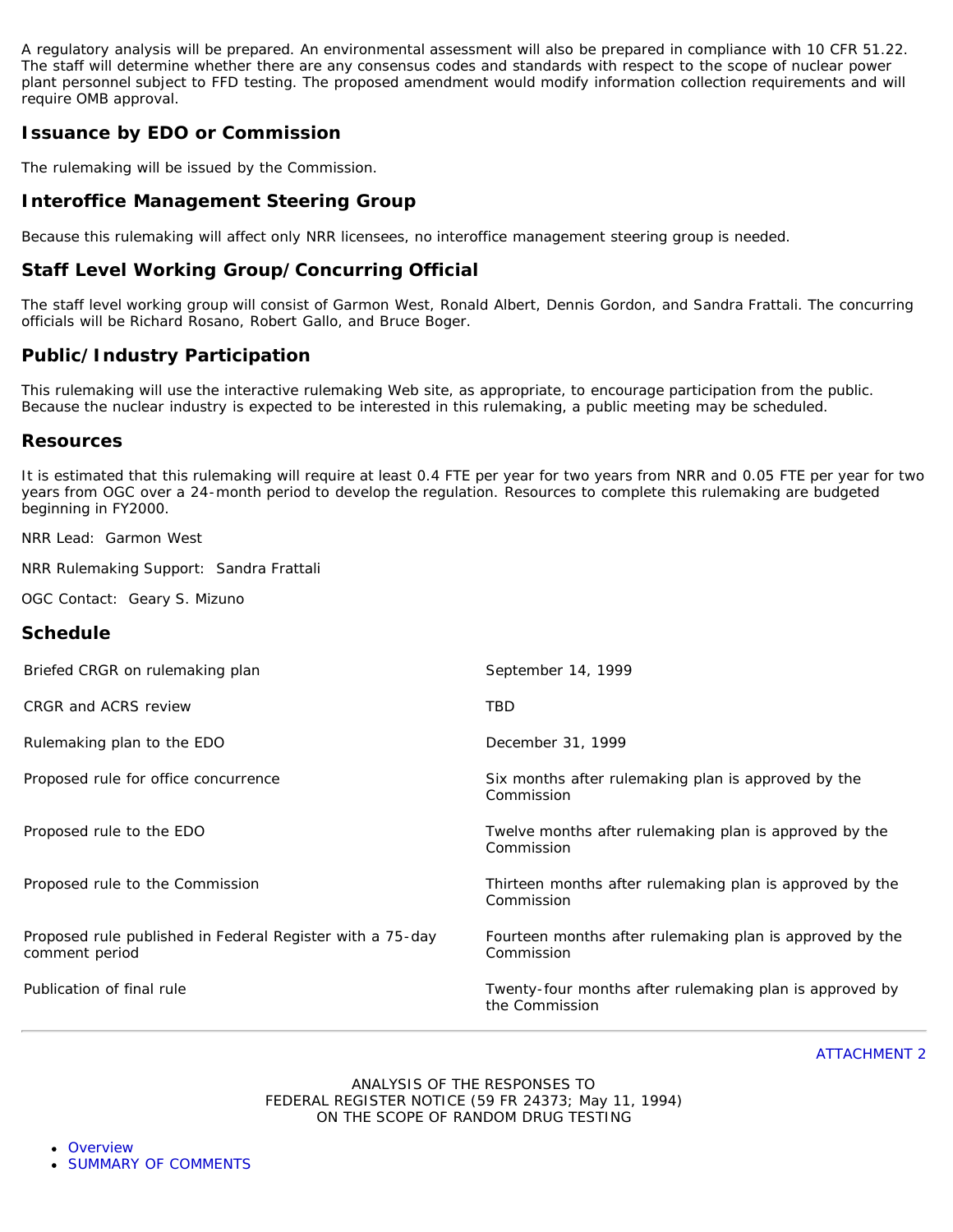A regulatory analysis will be prepared. An environmental assessment will also be prepared in compliance with 10 CFR 51.22. The staff will determine whether there are any consensus codes and standards with respect to the scope of nuclear power plant personnel subject to FFD testing. The proposed amendment would modify information collection requirements and will require OMB approval.

## Issuance by EDO or Commission

The rulemaking will be issued by the Commission.

## Interoffice Management Steering Group

Because this rulemaking will affect only NRR licensees, no interoffice management steering group is needed.

## Staff Level Working Group/Concurring Official

The staff level working group will consist of Garmon West, Ronald Albert, Dennis Gordon, and Sandra Frattali. The concurring officials will be Richard Rosano, Robert Gallo, and Bruce Boger.

## Public/Industry Participation

This rulemaking will use the interactive rulemaking Web site, as appropriate, to encourage participation from the public. Because the nuclear industry is expected to be interested in this rulemaking, a public meeting may be scheduled.

## Resources

It is estimated that this rulemaking will require at least 0.4 FTE per year for two years from NRR and 0.05 FTE per year for two years from OGC over a 24-month period to develop the regulation. Resources to complete this rulemaking are budgeted beginning in FY2000.

NRR Lead: Garmon West

NRR Rulemaking Support: Sandra Frattali

OGC Contact: Geary S. Mizuno

## Schedule

| | |
|---|---|
| Briefed CRGR on rulemaking plan | September 14, 1999 |
| CRGR and ACRS review | TBD |
| Rulemaking plan to the EDO | December 31, 1999 |
| Proposed rule for office concurrence | Six months after rulemaking plan is approved by the Commission |
| Proposed rule to the EDO | Twelve months after rulemaking plan is approved by the Commission |
| Proposed rule to the Commission | Thirteen months after rulemaking plan is approved by the Commission |
| Proposed rule published in Federal Register with a 75-day comment period | Fourteen months after rulemaking plan is approved by the Commission |
| Publication of final rule | Twenty-four months after rulemaking plan is approved by the Commission |

---

ATTACHMENT 2

ANALYSIS OF THE RESPONSES TO
FEDERAL REGISTER NOTICE (59 FR 24373; May 11, 1994)
ON THE SCOPE OF RANDOM DRUG TESTING

- Overview
- SUMMARY OF COMMENTS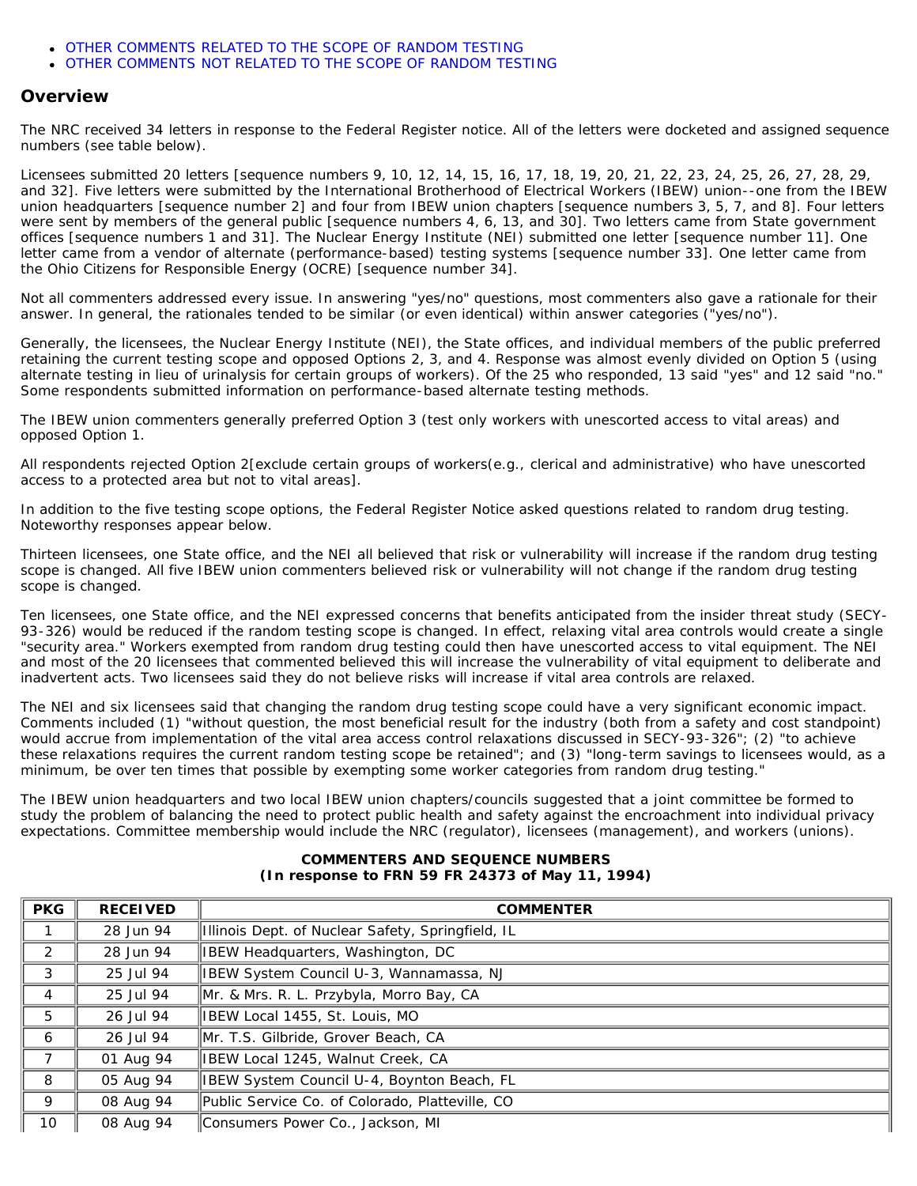- OTHER COMMENTS RELATED TO THE SCOPE OF RANDOM TESTING
- OTHER COMMENTS NOT RELATED TO THE SCOPE OF RANDOM TESTING

## Overview

The NRC received 34 letters in response to the Federal Register notice. All of the letters were docketed and assigned sequence numbers (see table below).

Licensees submitted 20 letters [sequence numbers 9, 10, 12, 14, 15, 16, 17, 18, 19, 20, 21, 22, 23, 24, 25, 26, 27, 28, 29, and 32]. Five letters were submitted by the International Brotherhood of Electrical Workers (IBEW) union--one from the IBEW union headquarters [sequence number 2] and four from IBEW union chapters [sequence numbers 3, 5, 7, and 8]. Four letters were sent by members of the general public [sequence numbers 4, 6, 13, and 30]. Two letters came from State government offices [sequence numbers 1 and 31]. The Nuclear Energy Institute (NEI) submitted one letter [sequence number 11]. One letter came from a vendor of alternate (performance-based) testing systems [sequence number 33]. One letter came from the Ohio Citizens for Responsible Energy (OCRE) [sequence number 34].

Not all commenters addressed every issue. In answering "yes/no" questions, most commenters also gave a rationale for their answer. In general, the rationales tended to be similar (or even identical) within answer categories ("yes/no").

Generally, the licensees, the Nuclear Energy Institute (NEI), the State offices, and individual members of the public preferred retaining the current testing scope and opposed Options 2, 3, and 4. Response was almost evenly divided on Option 5 (using alternate testing in lieu of urinalysis for certain groups of workers). Of the 25 who responded, 13 said "yes" and 12 said "no." Some respondents submitted information on performance-based alternate testing methods.

The IBEW union commenters generally preferred Option 3 (test only workers with unescorted access to vital areas) and opposed Option 1.

All respondents rejected Option 2[exclude certain groups of workers(e.g., clerical and administrative) who have unescorted access to a protected area but not to vital areas].

In addition to the five testing scope options, the Federal Register Notice asked questions related to random drug testing. Noteworthy responses appear below.

Thirteen licensees, one State office, and the NEI all believed that risk or vulnerability will increase if the random drug testing scope is changed. All five IBEW union commenters believed risk or vulnerability will not change if the random drug testing scope is changed.

Ten licensees, one State office, and the NEI expressed concerns that benefits anticipated from the insider threat study (SECY-93-326) would be reduced if the random testing scope is changed. In effect, relaxing vital area controls would create a single "security area." Workers exempted from random drug testing could then have unescorted access to vital equipment. The NEI and most of the 20 licensees that commented believed this will increase the vulnerability of vital equipment to deliberate and inadvertent acts. Two licensees said they do not believe risks will increase if vital area controls are relaxed.

The NEI and six licensees said that changing the random drug testing scope could have a very significant economic impact. Comments included (1) "without question, the most beneficial result for the industry (both from a safety and cost standpoint) would accrue from implementation of the vital area access control relaxations discussed in SECY-93-326"; (2) "to achieve these relaxations requires the current random testing scope be retained"; and (3) "long-term savings to licensees would, as a minimum, be over ten times that possible by exempting some worker categories from random drug testing."

The IBEW union headquarters and two local IBEW union chapters/councils suggested that a joint committee be formed to study the problem of balancing the need to protect public health and safety against the encroachment into individual privacy expectations. Committee membership would include the NRC (regulator), licensees (management), and workers (unions).

**COMMENTERS AND SEQUENCE NUMBERS**
**(In response to FRN 59 FR 24373 of May 11, 1994)**

| PKG | RECEIVED | COMMENTER |
|---|---|---|
| 1 | 28 Jun 94 | Illinois Dept. of Nuclear Safety, Springfield, IL |
| 2 | 28 Jun 94 | IBEW Headquarters, Washington, DC |
| 3 | 25 Jul 94 | IBEW System Council U-3, Wannamassa, NJ |
| 4 | 25 Jul 94 | Mr. & Mrs. R. L. Przybyla, Morro Bay, CA |
| 5 | 26 Jul 94 | IBEW Local 1455, St. Louis, MO |
| 6 | 26 Jul 94 | Mr. T.S. Gilbride, Grover Beach, CA |
| 7 | 01 Aug 94 | IBEW Local 1245, Walnut Creek, CA |
| 8 | 05 Aug 94 | IBEW System Council U-4, Boynton Beach, FL |
| 9 | 08 Aug 94 | Public Service Co. of Colorado, Platteville, CO |
| 10 | 08 Aug 94 | Consumers Power Co., Jackson, MI |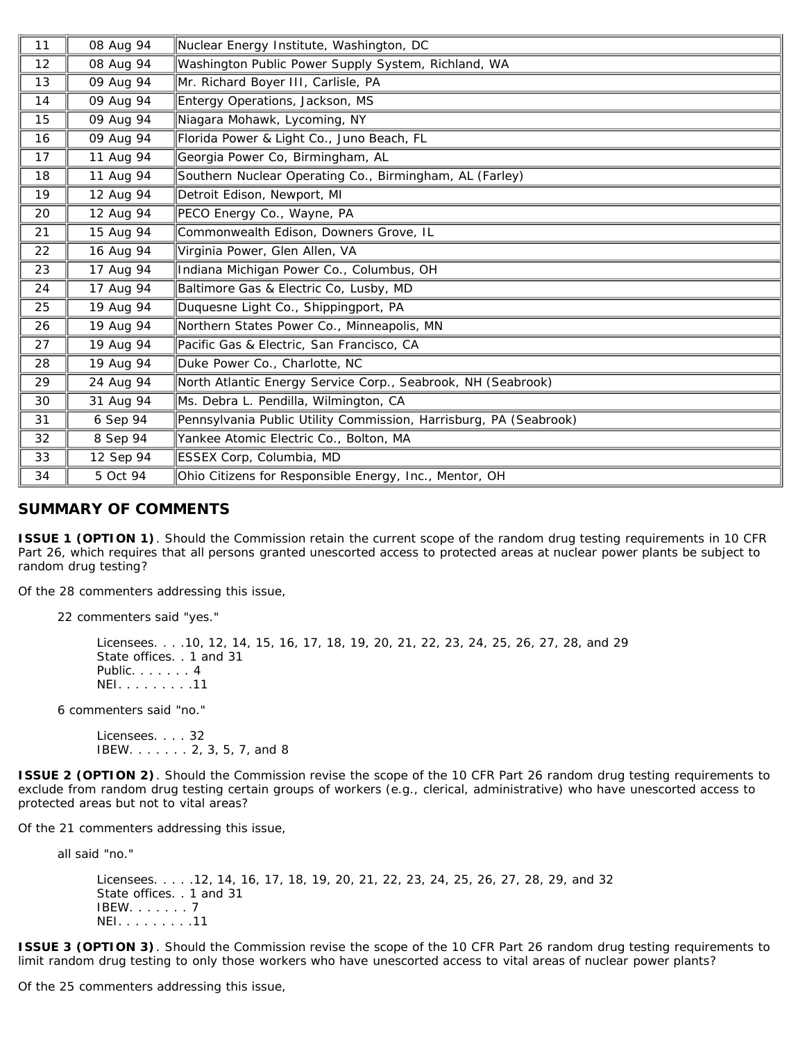| | | |
|---|---|---|
| 11 | 08 Aug 94 | Nuclear Energy Institute, Washington, DC |
| 12 | 08 Aug 94 | Washington Public Power Supply System, Richland, WA |
| 13 | 09 Aug 94 | Mr. Richard Boyer III, Carlisle, PA |
| 14 | 09 Aug 94 | Entergy Operations, Jackson, MS |
| 15 | 09 Aug 94 | Niagara Mohawk, Lycoming, NY |
| 16 | 09 Aug 94 | Florida Power & Light Co., Juno Beach, FL |
| 17 | 11 Aug 94 | Georgia Power Co, Birmingham, AL |
| 18 | 11 Aug 94 | Southern Nuclear Operating Co., Birmingham, AL (Farley) |
| 19 | 12 Aug 94 | Detroit Edison, Newport, MI |
| 20 | 12 Aug 94 | PECO Energy Co., Wayne, PA |
| 21 | 15 Aug 94 | Commonwealth Edison, Downers Grove, IL |
| 22 | 16 Aug 94 | Virginia Power, Glen Allen, VA |
| 23 | 17 Aug 94 | Indiana Michigan Power Co., Columbus, OH |
| 24 | 17 Aug 94 | Baltimore Gas & Electric Co, Lusby, MD |
| 25 | 19 Aug 94 | Duquesne Light Co., Shippingport, PA |
| 26 | 19 Aug 94 | Northern States Power Co., Minneapolis, MN |
| 27 | 19 Aug 94 | Pacific Gas & Electric, San Francisco, CA |
| 28 | 19 Aug 94 | Duke Power Co., Charlotte, NC |
| 29 | 24 Aug 94 | North Atlantic Energy Service Corp., Seabrook, NH (Seabrook) |
| 30 | 31 Aug 94 | Ms. Debra L. Pendilla, Wilmington, CA |
| 31 | 6 Sep 94 | Pennsylvania Public Utility Commission, Harrisburg, PA (Seabrook) |
| 32 | 8 Sep 94 | Yankee Atomic Electric Co., Bolton, MA |
| 33 | 12 Sep 94 | ESSEX Corp, Columbia, MD |
| 34 | 5 Oct 94 | Ohio Citizens for Responsible Energy, Inc., Mentor, OH |

## SUMMARY OF COMMENTS

**ISSUE 1 (OPTION 1)**. Should the Commission retain the current scope of the random drug testing requirements in 10 CFR Part 26, which requires that all persons granted unescorted access to protected areas at nuclear power plants be subject to random drug testing?

Of the 28 commenters addressing this issue,

22 commenters said "yes."

Licensees. . . .10, 12, 14, 15, 16, 17, 18, 19, 20, 21, 22, 23, 24, 25, 26, 27, 28, and 29
State offices. . 1 and 31
Public. . . . . . . 4
NEI. . . . . . . . .11

6 commenters said "no."

Licensees. . . . 32
IBEW. . . . . . . 2, 3, 5, 7, and 8

**ISSUE 2 (OPTION 2)**. Should the Commission revise the scope of the 10 CFR Part 26 random drug testing requirements to exclude from random drug testing certain groups of workers (e.g., clerical, administrative) who have unescorted access to protected areas but not to vital areas?

Of the 21 commenters addressing this issue,

all said "no."

Licensees. . . . .12, 14, 16, 17, 18, 19, 20, 21, 22, 23, 24, 25, 26, 27, 28, 29, and 32
State offices. . 1 and 31
IBEW. . . . . . . 7
NEI. . . . . . . . .11

**ISSUE 3 (OPTION 3)**. Should the Commission revise the scope of the 10 CFR Part 26 random drug testing requirements to limit random drug testing to only those workers who have unescorted access to vital areas of nuclear power plants?

Of the 25 commenters addressing this issue,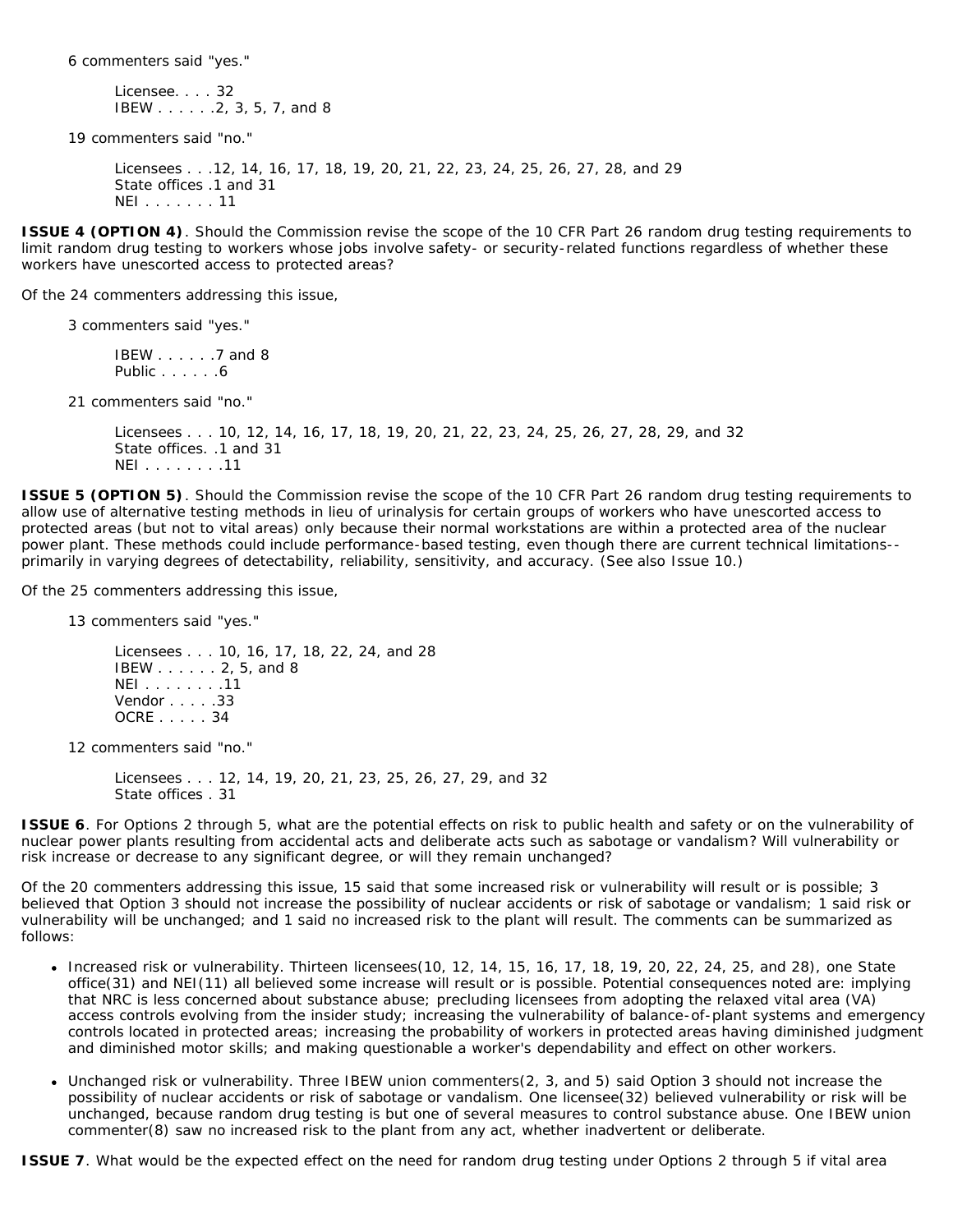6 commenters said "yes."

> Licensee. . . . 32
> IBEW . . . . . .2, 3, 5, 7, and 8

19 commenters said "no."

> Licensees . . .12, 14, 16, 17, 18, 19, 20, 21, 22, 23, 24, 25, 26, 27, 28, and 29
> State offices .1 and 31
> NEI . . . . . . . 11

**ISSUE 4 (OPTION 4)**. Should the Commission revise the scope of the 10 CFR Part 26 random drug testing requirements to limit random drug testing to workers whose jobs involve safety- or security-related functions regardless of whether these workers have unescorted access to protected areas?

Of the 24 commenters addressing this issue,

3 commenters said "yes."

> IBEW . . . . . .7 and 8
> Public . . . . . .6

21 commenters said "no."

> Licensees . . . 10, 12, 14, 16, 17, 18, 19, 20, 21, 22, 23, 24, 25, 26, 27, 28, 29, and 32
> State offices. .1 and 31
> NEI . . . . . . . .11

**ISSUE 5 (OPTION 5)**. Should the Commission revise the scope of the 10 CFR Part 26 random drug testing requirements to allow use of alternative testing methods in lieu of urinalysis for certain groups of workers who have unescorted access to protected areas (but not to vital areas) only because their normal workstations are within a protected area of the nuclear power plant. These methods could include performance-based testing, even though there are current technical limitations--primarily in varying degrees of detectability, reliability, sensitivity, and accuracy. (See also Issue 10.)

Of the 25 commenters addressing this issue,

13 commenters said "yes."

> Licensees . . . 10, 16, 17, 18, 22, 24, and 28
> IBEW . . . . . . 2, 5, and 8
> NEI . . . . . . . .11
> Vendor . . . . .33
> OCRE . . . . . 34

12 commenters said "no."

> Licensees . . . 12, 14, 19, 20, 21, 23, 25, 26, 27, 29, and 32
> State offices . 31

**ISSUE 6**. For Options 2 through 5, what are the potential effects on risk to public health and safety or on the vulnerability of nuclear power plants resulting from accidental acts and deliberate acts such as sabotage or vandalism? Will vulnerability or risk increase or decrease to any significant degree, or will they remain unchanged?

Of the 20 commenters addressing this issue, 15 said that some increased risk or vulnerability will result or is possible; 3 believed that Option 3 should not increase the possibility of nuclear accidents or risk of sabotage or vandalism; 1 said risk or vulnerability will be unchanged; and 1 said no increased risk to the plant will result. The comments can be summarized as follows:

- Increased risk or vulnerability. Thirteen licensees(10, 12, 14, 15, 16, 17, 18, 19, 20, 22, 24, 25, and 28), one State office(31) and NEI(11) all believed some increase will result or is possible. Potential consequences noted are: implying that NRC is less concerned about substance abuse; precluding licensees from adopting the relaxed vital area (VA) access controls evolving from the insider study; increasing the vulnerability of balance-of-plant systems and emergency controls located in protected areas; increasing the probability of workers in protected areas having diminished judgment and diminished motor skills; and making questionable a worker's dependability and effect on other workers.
- Unchanged risk or vulnerability. Three IBEW union commenters(2, 3, and 5) said Option 3 should not increase the possibility of nuclear accidents or risk of sabotage or vandalism. One licensee(32) believed vulnerability or risk will be unchanged, because random drug testing is but one of several measures to control substance abuse. One IBEW union commenter(8) saw no increased risk to the plant from any act, whether inadvertent or deliberate.

**ISSUE 7**. What would be the expected effect on the need for random drug testing under Options 2 through 5 if vital area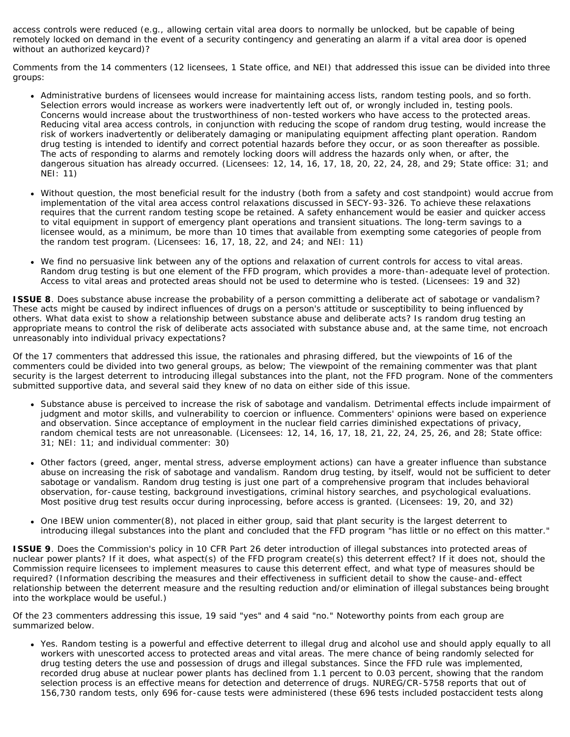access controls were reduced (e.g., allowing certain vital area doors to normally be unlocked, but be capable of being remotely locked on demand in the event of a security contingency and generating an alarm if a vital area door is opened without an authorized keycard)?

Comments from the 14 commenters (12 licensees, 1 State office, and NEI) that addressed this issue can be divided into three groups:

- Administrative burdens of licensees would increase for maintaining access lists, random testing pools, and so forth. Selection errors would increase as workers were inadvertently left out of, or wrongly included in, testing pools. Concerns would increase about the trustworthiness of non-tested workers who have access to the protected areas. Reducing vital area access controls, in conjunction with reducing the scope of random drug testing, would increase the risk of workers inadvertently or deliberately damaging or manipulating equipment affecting plant operation. Random drug testing is intended to identify and correct potential hazards before they occur, or as soon thereafter as possible. The acts of responding to alarms and remotely locking doors will address the hazards only when, or after, the dangerous situation has already occurred. (Licensees: 12, 14, 16, 17, 18, 20, 22, 24, 28, and 29; State office: 31; and NEI: 11)

- Without question, the most beneficial result for the industry (both from a safety and cost standpoint) would accrue from implementation of the vital area access control relaxations discussed in SECY-93-326. To achieve these relaxations requires that the current random testing scope be retained. A safety enhancement would be easier and quicker access to vital equipment in support of emergency plant operations and transient situations. The long-term savings to a licensee would, as a minimum, be more than 10 times that available from exempting some categories of people from the random test program. (Licensees: 16, 17, 18, 22, and 24; and NEI: 11)

- We find no persuasive link between any of the options and relaxation of current controls for access to vital areas. Random drug testing is but one element of the FFD program, which provides a more-than-adequate level of protection. Access to vital areas and protected areas should not be used to determine who is tested. (Licensees: 19 and 32)

**ISSUE 8**. Does substance abuse increase the probability of a person committing a deliberate act of sabotage or vandalism? These acts might be caused by indirect influences of drugs on a person's attitude or susceptibility to being influenced by others. What data exist to show a relationship between substance abuse and deliberate acts? Is random drug testing an appropriate means to control the risk of deliberate acts associated with substance abuse and, at the same time, not encroach unreasonably into individual privacy expectations?

Of the 17 commenters that addressed this issue, the rationales and phrasing differed, but the viewpoints of 16 of the commenters could be divided into two general groups, as below; The viewpoint of the remaining commenter was that plant security is the largest deterrent to introducing illegal substances into the plant, not the FFD program. None of the commenters submitted supportive data, and several said they knew of no data on either side of this issue.

- Substance abuse is perceived to increase the risk of sabotage and vandalism. Detrimental effects include impairment of judgment and motor skills, and vulnerability to coercion or influence. Commenters' opinions were based on experience and observation. Since acceptance of employment in the nuclear field carries diminished expectations of privacy, random chemical tests are not unreasonable. (Licensees: 12, 14, 16, 17, 18, 21, 22, 24, 25, 26, and 28; State office: 31; NEI: 11; and individual commenter: 30)

- Other factors (greed, anger, mental stress, adverse employment actions) can have a greater influence than substance abuse on increasing the risk of sabotage and vandalism. Random drug testing, by itself, would not be sufficient to deter sabotage or vandalism. Random drug testing is just one part of a comprehensive program that includes behavioral observation, for-cause testing, background investigations, criminal history searches, and psychological evaluations. Most positive drug test results occur during inprocessing, before access is granted. (Licensees: 19, 20, and 32)

- One IBEW union commenter(8), not placed in either group, said that plant security is the largest deterrent to introducing illegal substances into the plant and concluded that the FFD program "has little or no effect on this matter."

**ISSUE 9**. Does the Commission's policy in 10 CFR Part 26 deter introduction of illegal substances into protected areas of nuclear power plants? If it does, what aspect(s) of the FFD program create(s) this deterrent effect? If it does not, should the Commission require licensees to implement measures to cause this deterrent effect, and what type of measures should be required? (Information describing the measures and their effectiveness in sufficient detail to show the cause-and-effect relationship between the deterrent measure and the resulting reduction and/or elimination of illegal substances being brought into the workplace would be useful.)

Of the 23 commenters addressing this issue, 19 said "yes" and 4 said "no." Noteworthy points from each group are summarized below.

- Yes. Random testing is a powerful and effective deterrent to illegal drug and alcohol use and should apply equally to all workers with unescorted access to protected areas and vital areas. The mere chance of being randomly selected for drug testing deters the use and possession of drugs and illegal substances. Since the FFD rule was implemented, recorded drug abuse at nuclear power plants has declined from 1.1 percent to 0.03 percent, showing that the random selection process is an effective means for detection and deterrence of drugs. NUREG/CR-5758 reports that out of 156,730 random tests, only 696 for-cause tests were administered (these 696 tests included postaccident tests along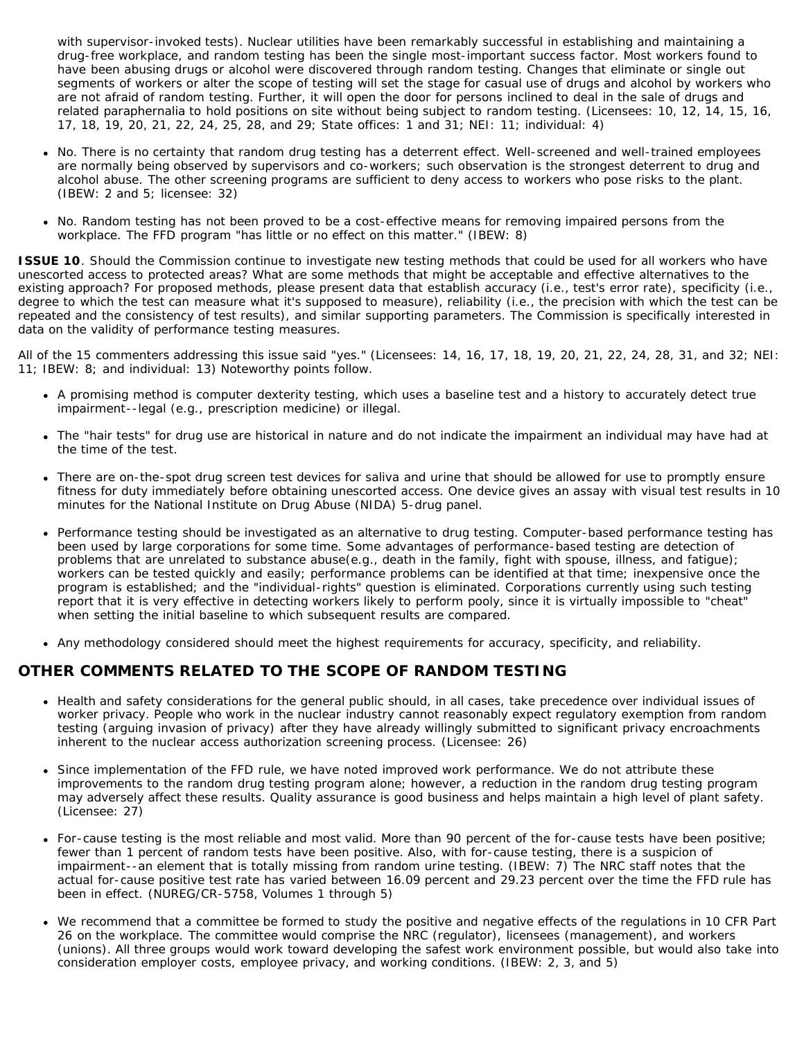with supervisor-invoked tests). Nuclear utilities have been remarkably successful in establishing and maintaining a drug-free workplace, and random testing has been the single most-important success factor. Most workers found to have been abusing drugs or alcohol were discovered through random testing. Changes that eliminate or single out segments of workers or alter the scope of testing will set the stage for casual use of drugs and alcohol by workers who are not afraid of random testing. Further, it will open the door for persons inclined to deal in the sale of drugs and related paraphernalia to hold positions on site without being subject to random testing. (Licensees: 10, 12, 14, 15, 16, 17, 18, 19, 20, 21, 22, 24, 25, 28, and 29; State offices: 1 and 31; NEI: 11; individual: 4)

- No. There is no certainty that random drug testing has a deterrent effect. Well-screened and well-trained employees are normally being observed by supervisors and co-workers; such observation is the strongest deterrent to drug and alcohol abuse. The other screening programs are sufficient to deny access to workers who pose risks to the plant. (IBEW: 2 and 5; licensee: 32)
- No. Random testing has not been proved to be a cost-effective means for removing impaired persons from the workplace. The FFD program "has little or no effect on this matter." (IBEW: 8)

**ISSUE 10**. Should the Commission continue to investigate new testing methods that could be used for all workers who have unescorted access to protected areas? What are some methods that might be acceptable and effective alternatives to the existing approach? For proposed methods, please present data that establish accuracy (i.e., test's error rate), specificity (i.e., degree to which the test can measure what it's supposed to measure), reliability (i.e., the precision with which the test can be repeated and the consistency of test results), and similar supporting parameters. The Commission is specifically interested in data on the validity of performance testing measures.

All of the 15 commenters addressing this issue said "yes." (Licensees: 14, 16, 17, 18, 19, 20, 21, 22, 24, 28, 31, and 32; NEI: 11; IBEW: 8; and individual: 13) Noteworthy points follow.

- A promising method is computer dexterity testing, which uses a baseline test and a history to accurately detect true impairment--legal (e.g., prescription medicine) or illegal.
- The "hair tests" for drug use are historical in nature and do not indicate the impairment an individual may have had at the time of the test.
- There are on-the-spot drug screen test devices for saliva and urine that should be allowed for use to promptly ensure fitness for duty immediately before obtaining unescorted access. One device gives an assay with visual test results in 10 minutes for the National Institute on Drug Abuse (NIDA) 5-drug panel.
- Performance testing should be investigated as an alternative to drug testing. Computer-based performance testing has been used by large corporations for some time. Some advantages of performance-based testing are detection of problems that are unrelated to substance abuse(e.g., death in the family, fight with spouse, illness, and fatigue); workers can be tested quickly and easily; performance problems can be identified at that time; inexpensive once the program is established; and the "individual-rights" question is eliminated. Corporations currently using such testing report that it is very effective in detecting workers likely to perform pooly, since it is virtually impossible to "cheat" when setting the initial baseline to which subsequent results are compared.
- Any methodology considered should meet the highest requirements for accuracy, specificity, and reliability.

## OTHER COMMENTS RELATED TO THE SCOPE OF RANDOM TESTING

- Health and safety considerations for the general public should, in all cases, take precedence over individual issues of worker privacy. People who work in the nuclear industry cannot reasonably expect regulatory exemption from random testing (arguing invasion of privacy) after they have already willingly submitted to significant privacy encroachments inherent to the nuclear access authorization screening process. (Licensee: 26)
- Since implementation of the FFD rule, we have noted improved work performance. We do not attribute these improvements to the random drug testing program alone; however, a reduction in the random drug testing program may adversely affect these results. Quality assurance is good business and helps maintain a high level of plant safety. (Licensee: 27)
- For-cause testing is the most reliable and most valid. More than 90 percent of the for-cause tests have been positive; fewer than 1 percent of random tests have been positive. Also, with for-cause testing, there is a suspicion of impairment--an element that is totally missing from random urine testing. (IBEW: 7) The NRC staff notes that the actual for-cause positive test rate has varied between 16.09 percent and 29.23 percent over the time the FFD rule has been in effect. (NUREG/CR-5758, Volumes 1 through 5)
- We recommend that a committee be formed to study the positive and negative effects of the regulations in 10 CFR Part 26 on the workplace. The committee would comprise the NRC (regulator), licensees (management), and workers (unions). All three groups would work toward developing the safest work environment possible, but would also take into consideration employer costs, employee privacy, and working conditions. (IBEW: 2, 3, and 5)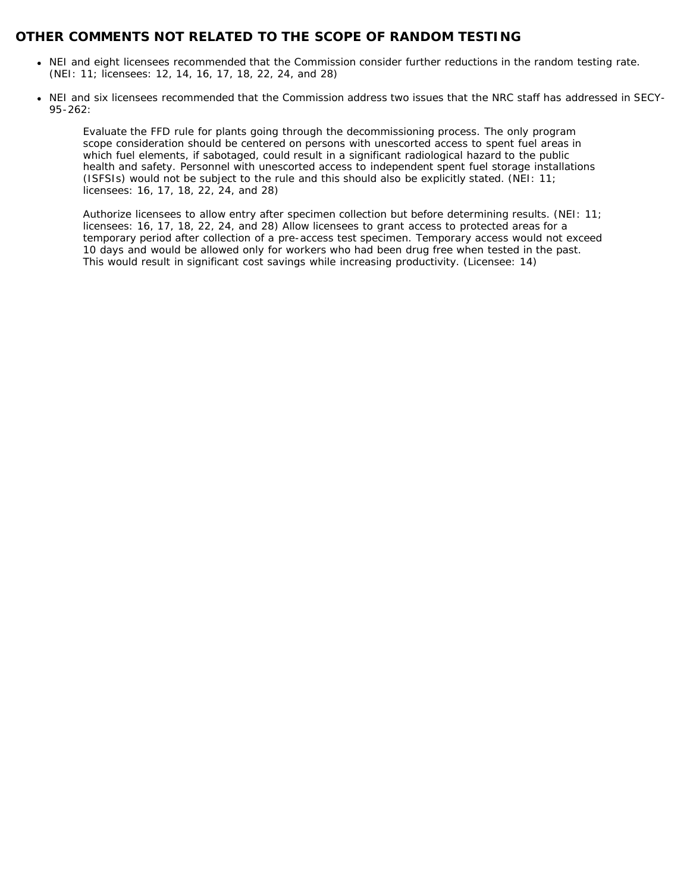## OTHER COMMENTS NOT RELATED TO THE SCOPE OF RANDOM TESTING

- NEI and eight licensees recommended that the Commission consider further reductions in the random testing rate. (NEI: 11; licensees: 12, 14, 16, 17, 18, 22, 24, and 28)
- NEI and six licensees recommended that the Commission address two issues that the NRC staff has addressed in SECY-95-262:

  Evaluate the FFD rule for plants going through the decommissioning process. The only program scope consideration should be centered on persons with unescorted access to spent fuel areas in which fuel elements, if sabotaged, could result in a significant radiological hazard to the public health and safety. Personnel with unescorted access to independent spent fuel storage installations (ISFSIs) would not be subject to the rule and this should also be explicitly stated. (NEI: 11; licensees: 16, 17, 18, 22, 24, and 28)

  Authorize licensees to allow entry after specimen collection but before determining results. (NEI: 11; licensees: 16, 17, 18, 22, 24, and 28) Allow licensees to grant access to protected areas for a temporary period after collection of a pre-access test specimen. Temporary access would not exceed 10 days and would be allowed only for workers who had been drug free when tested in the past. This would result in significant cost savings while increasing productivity. (Licensee: 14)